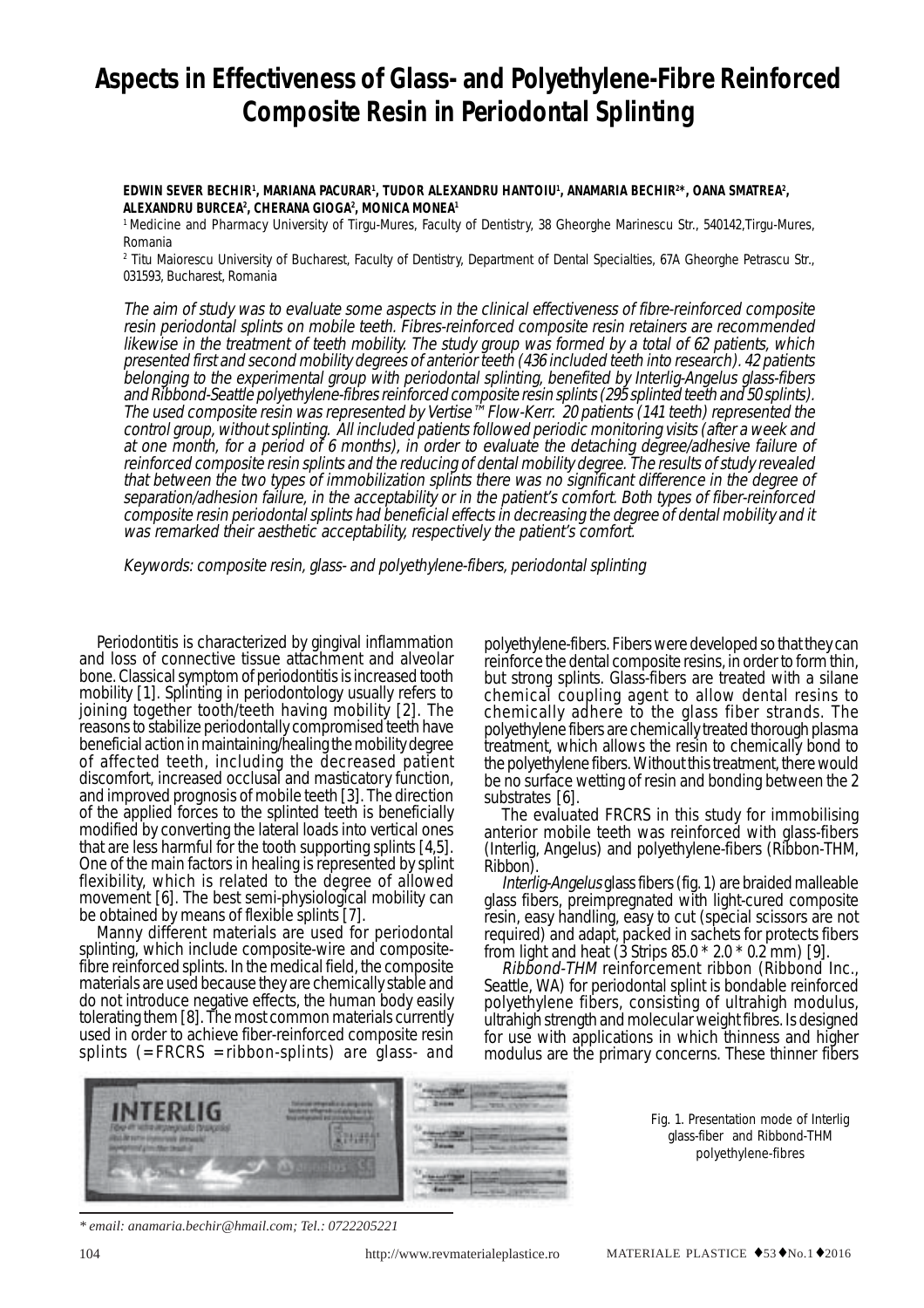# Aspects in Effectiveness of Glass- and Polyethylene-Fibre Reinforced Composite Resin in Periodontal Splinting

**EDWIN SEVER BECHIR[1], MARIANA PACURAR[1], TUDOR ALEXANDRU HANTOIU[1], ANAMARIA BECHIR[2]*, OANA SMATREA[2], ALEXANDRU BURCEA[2], CHERANA GIOGA[2], MONICA MONEA[1]**

[1] Medicine and Pharmacy University of Tirgu-Mures, Faculty of Dentistry, 38 Gheorghe Marinescu Str., 540142,Tirgu-Mures, Romania

[2] Titu Maiorescu University of Bucharest, Faculty of Dentistry, Department of Dental Specialties, 67A Gheorghe Petrascu Str., 031593, Bucharest, Romania

*The aim of study was to evaluate some aspects in the clinical effectiveness of fibre-reinforced composite resin periodontal splints on mobile teeth. Fibres-reinforced composite resin retainers are recommended likewise in the treatment of teeth mobility. The study group was formed by a total of 62 patients, which presented first and second mobility degrees of anterior teeth (436 included teeth into research). 42 patients belonging to the experimental group with periodontal splinting, benefited by Interlig-Angelus glass-fibers and Ribbond-Seattle polyethylene-fibres reinforced composite resin splints (295 splinted teeth and 50 splints). The used composite resin was represented by Vertise™ Flow-Kerr. 20 patients (141 teeth) represented the control group, without splinting. All included patients followed periodic monitoring visits (after a week and at one month, for a period of 6 months), in order to evaluate the detaching degree/adhesive failure of reinforced composite resin splints and the reducing of dental mobility degree. The results of study revealed that between the two types of immobilization splints there was no significant difference in the degree of separation/adhesion failure, in the acceptability or in the patient's comfort. Both types of fiber-reinforced composite resin periodontal splints had beneficial effects in decreasing the degree of dental mobility and it was remarked their aesthetic acceptability, respectively the patient's comfort.*

*Keywords: composite resin, glass- and polyethylene-fibers, periodontal splinting*

Periodontitis is characterized by gingival inflammation and loss of connective tissue attachment and alveolar bone. Classical symptom of periodontitis is increased tooth mobility [1]. Splinting in periodontology usually refers to joining together tooth/teeth having mobility [2]. The reasons to stabilize periodontally compromised teeth have beneficial action in maintaining/healing the mobility degree of affected teeth, including the decreased patient discomfort, increased occlusal and masticatory function, and improved prognosis of mobile teeth [3]. The direction of the applied forces to the splinted teeth is beneficially modified by converting the lateral loads into vertical ones that are less harmful for the tooth supporting splints [4,5]. One of the main factors in healing is represented by splint flexibility, which is related to the degree of allowed movement [6]. The best semi-physiological mobility can be obtained by means of flexible splints [7].

Manny different materials are used for periodontal splinting, which include composite-wire and composite-fibre reinforced splints. In the medical field, the composite materials are used because they are chemically stable and do not introduce negative effects, the human body easily tolerating them [8]. The most common materials currently used in order to achieve fiber-reinforced composite resin splints (= FRCRS = ribbon-splints) are glass- and polyethylene-fibers. Fibers were developed so that they can reinforce the dental composite resins, in order to form thin, but strong splints. Glass-fibers are treated with a silane chemical coupling agent to allow dental resins to chemically adhere to the glass fiber strands. The polyethylene fibers are chemically treated thorough plasma treatment, which allows the resin to chemically bond to the polyethylene fibers. Without this treatment, there would be no surface wetting of resin and bonding between the 2 substrates [6].

The evaluated FRCRS in this study for immobilising anterior mobile teeth was reinforced with glass-fibers (Interlig, Angelus) and polyethylene-fibers (Ribbon-THM, Ribbon).

*Interlig-Angelus* glass fibers (fig. 1) are braided malleable glass fibers, preimpregnated with light-cured composite resin, easy handling, easy to cut (special scissors are not required) and adapt, packed in sachets for protects fibers from light and heat (3 Strips 85.0 * 2.0 * 0.2 mm) [9].

*Ribbond-THM* reinforcement ribbon (Ribbond Inc., Seattle, WA) for periodontal splint is bondable reinforced polyethylene fibers, consisting of ultrahigh modulus, ultrahigh strength and molecular weight fibres. Is designed for use with applications in which thinness and higher modulus are the primary concerns. These thinner fibers

Fig. 1. Presentation mode of Interlig glass-fiber and Ribbond-THM polyethylene-fibres

\* email: anamaria.bechir@hmail.com; Tel.: 0722205221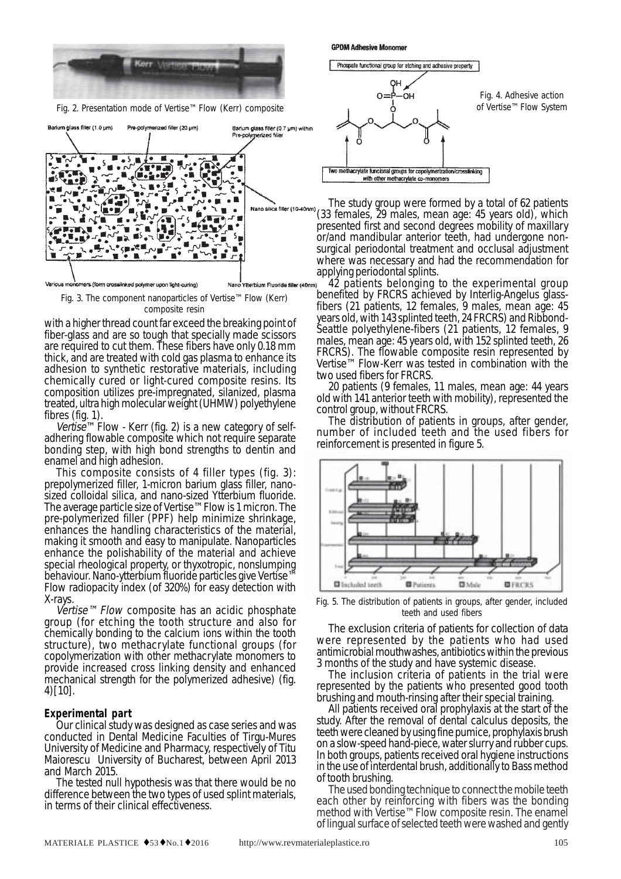Fig. 2. Presentation mode of Vertise™ Flow (Kerr) composite

Fig. 3. The component nanoparticles of Vertise™ Flow (Kerr) composite resin

with a higher thread count far exceed the breaking point of fiber-glass and are so tough that specially made scissors are required to cut them. These fibers have only 0.18 mm thick, and are treated with cold gas plasma to enhance its adhesion to synthetic restorative materials, including chemically cured or light-cured composite resins. Its composition utilizes pre-impregnated, silanized, plasma treated, ultra high molecular weight (UHMW) polyethylene fibres (fig. 1).

*Vertise*™ Flow - Kerr (fig. 2) is a new category of self-adhering flowable composite which not require separate bonding step, with high bond strengths to dentin and enamel and high adhesion.

This composite consists of 4 filler types (fig. 3): prepolymerized filler, 1-micron barium glass filler, nano-sized colloidal silica, and nano-sized Ytterbium fluoride. The average particle size of Vertise™ Flow is 1 micron. The pre-polymerized filler (PPF) help minimize shrinkage, enhances the handling characteristics of the material, making it smooth and easy to manipulate. Nanoparticles enhance the polishability of the material and achieve special rheological property, or thyxotropic, nonslumping behaviour. Nano-ytterbium fluoride particles give Vertise™ Flow radiopacity index (of 320%) for easy detection with X-rays.

*Vertise™ Flow* composite has an acidic phosphate group (for etching the tooth structure and also for chemically bonding to the calcium ions within the tooth structure), two methacrylate functional groups (for copolymerization with other methacrylate monomers to provide increased cross linking density and enhanced mechanical strength for the polymerized adhesive) (fig. 4)[10].

## Experimental part

Our clinical study was designed as case series and was conducted in Dental Medicine Faculties of Tirgu-Mures University of Medicine and Pharmacy, respectively of Titu Maiorescu University of Bucharest, between April 2013 and March 2015.

The tested null hypothesis was that there would be no difference between the two types of used splint materials, in terms of their clinical effectiveness.

Fig. 4. Adhesive action of Vertise™ Flow System

The study group were formed by a total of 62 patients (33 females, 29 males, mean age: 45 years old), which presented first and second degrees mobility of maxillary or/and mandibular anterior teeth, had undergone non-surgical periodontal treatment and occlusal adjustment where was necessary and had the recommendation for applying periodontal splints.

42 patients belonging to the experimental group benefited by FRCRS achieved by Interlig-Angelus glass-fibers (21 patients, 12 females, 9 males, mean age: 45 years old, with 143 splinted teeth, 24 FRCRS) and Ribbond-Seattle polyethylene-fibers (21 patients, 12 females, 9 males, mean age: 45 years old, with 152 splinted teeth, 26 FRCRS). The flowable composite resin represented by Vertise™ Flow-Kerr was tested in combination with the two used fibers for FRCRS.

20 patients (9 females, 11 males, mean age: 44 years old with 141 anterior teeth with mobility), represented the control group, without FRCRS.

The distribution of patients in groups, after gender, number of included teeth and the used fibers for reinforcement is presented in figure 5.

Fig. 5. The distribution of patients in groups, after gender, included teeth and used fibers

The exclusion criteria of patients for collection of data were represented by the patients who had used antimicrobial mouthwashes, antibiotics within the previous 3 months of the study and have systemic disease.

The inclusion criteria of patients in the trial were represented by the patients who presented good tooth brushing and mouth-rinsing after their special training.

All patients received oral prophylaxis at the start of the study. After the removal of dental calculus deposits, the teeth were cleaned by using fine pumice, prophylaxis brush on a slow-speed hand-piece, water slurry and rubber cups. In both groups, patients received oral hygiene instructions in the use of interdental brush, additionally to Bass method of tooth brushing.

The used bonding technique to connect the mobile teeth each other by reinforcing with fibers was the bonding method with Vertise™ Flow composite resin. The enamel of lingual surface of selected teeth were washed and gently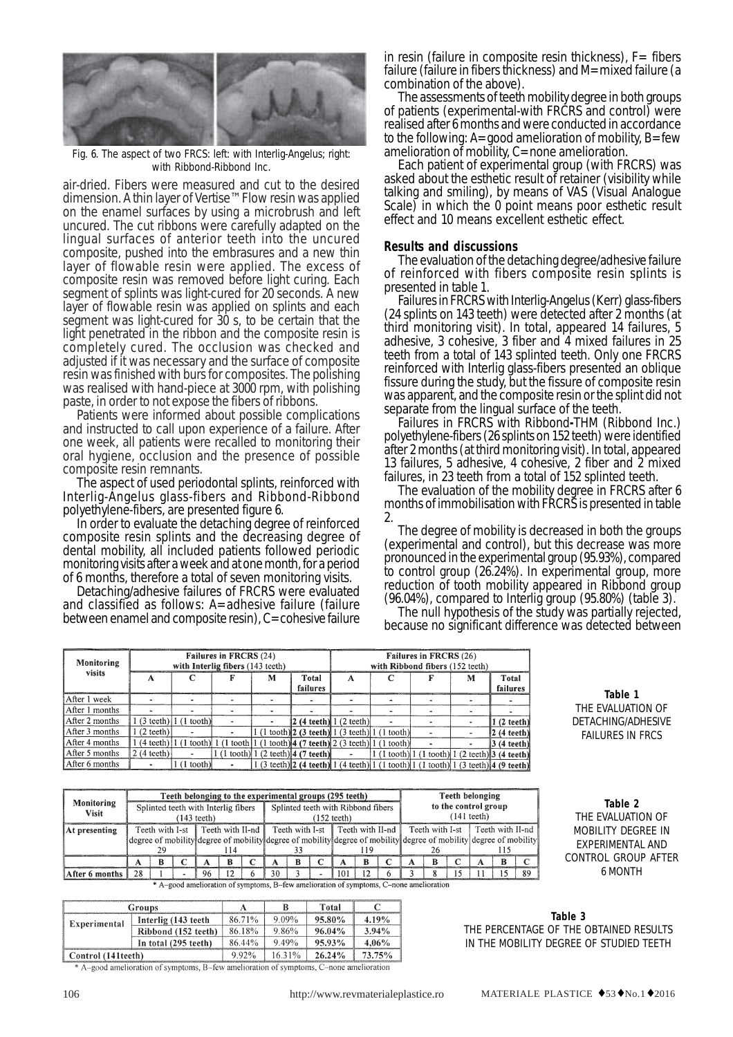Fig. 6. The aspect of two FRCS: left: with Interlig-Angelus; right: with Ribbond-Ribbond Inc.

air-dried. Fibers were measured and cut to the desired dimension. A thin layer of Vertise™ Flow resin was applied on the enamel surfaces by using a microbrush and left uncured. The cut ribbons were carefully adapted on the lingual surfaces of anterior teeth into the uncured composite, pushed into the embrasures and a new thin layer of flowable resin were applied. The excess of composite resin was removed before light curing. Each segment of splints was light-cured for 20 seconds. A new layer of flowable resin was applied on splints and each segment was light-cured for 30 s, to be certain that the light penetrated in the ribbon and the composite resin is completely cured. The occlusion was checked and adjusted if it was necessary and the surface of composite resin was finished with burs for composites. The polishing was realised with hand-piece at 3000 rpm, with polishing paste, in order to not expose the fibers of ribbons.

Patients were informed about possible complications and instructed to call upon experience of a failure. After one week, all patients were recalled to monitoring their oral hygiene, occlusion and the presence of possible composite resin remnants.

The aspect of used periodontal splints, reinforced with Interlig-Angelus glass-fibers and Ribbond-Ribbond polyethylene-fibers, are presented figure 6.

In order to evaluate the detaching degree of reinforced composite resin splints and the decreasing degree of dental mobility, all included patients followed periodic monitoring visits after a week and at one month, for a period of 6 months, therefore a total of seven monitoring visits.

Detaching/adhesive failures of FRCRS were evaluated and classified as follows: A=adhesive failure (failure between enamel and composite resin), C=cohesive failure in resin (failure in composite resin thickness), F= fibers failure (failure in fibers thickness) and M=mixed failure (a combination of the above).

The assessments of teeth mobility degree in both groups of patients (experimental-with FRCRS and control) were realised after 6 months and were conducted in accordance to the following: A=good amelioration of mobility, B=few amelioration of mobility, C=none amelioration.

Each patient of experimental group (with FRCRS) was asked about the esthetic result of retainer (visibility while talking and smiling), by means of VAS (Visual Analogue Scale) in which the 0 point means poor esthetic result effect and 10 means excellent esthetic effect.

## Results and discussions

The evaluation of the detaching degree/adhesive failure of reinforced with fibers composite resin splints is presented in table 1.

Failures in FRCRS with Interlig-Angelus (Kerr) glass-fibers (24 splints on 143 teeth) were detected after 2 months (at third monitoring visit). In total, appeared 14 failures, 5 adhesive, 3 cohesive, 3 fiber and 4 mixed failures in 25 teeth from a total of 143 splinted teeth. Only one FRCRS reinforced with Interlig glass-fibers presented an oblique fissure during the study, but the fissure of composite resin was apparent, and the composite resin or the splint did not separate from the lingual surface of the teeth.

Failures in FRCRS with Ribbond-THM (Ribbond Inc.) polyethylene-fibers (26 splints on 152 teeth) were identified after 2 months (at third monitoring visit). In total, appeared 13 failures, 5 adhesive, 4 cohesive, 2 fiber and 2 mixed failures, in 23 teeth from a total of 152 splinted teeth.

The evaluation of the mobility degree in FRCRS after 6 months of immobilisation with FRCRS is presented in table 2.

The degree of mobility is decreased in both the groups (experimental and control), but this decrease was more pronounced in the experimental group (95.93%), compared to control group (26.24%). In experimental group, more reduction of tooth mobility appeared in Ribbond group (96.04%), compared to Interlig group (95.80%) (table 3).

The null hypothesis of the study was partially rejected, because no significant difference was detected between

**Table 1**
THE EVALUATION OF DETACHING/ADHESIVE FAILURES IN FRCS

| Monitoring visits | Failures in FRCRS (24) with Interlig fibers (143 teeth) | | | | | Failures in FRCRS (26) with Ribbond fibers (152 teeth) | | | | |
|---|---|---|---|---|---|---|---|---|---|---|
| | A | C | F | M | Total failures | A | C | F | M | Total failures |
| After 1 week | - | - | - | - | - | - | - | - | - | - |
| After 1 months | - | - | - | - | - | - | - | - | - | - |
| After 2 months | 1 (3 teeth) | 1 (1 tooth) | - | - | 2 (4 teeth) | 1 (2 teeth) | - | - | - | 1 (2 teeth) |
| After 3 months | 1 (2 teeth) | - | - | 1 (1 tooth) | 2 (3 teeth) | 1 (3 teeth) | 1 (1 tooth) | - | - | 2 (4 teeth) |
| After 4 months | 1 (4 teeth) | 1 (1 tooth) | 1 (1 tooth) | 1 (1 tooth) | 4 (7 teeth) | 2 (3 teeth) | 1 (1 tooth) | - | - | 3 (4 teeth) |
| After 5 months | 2 (4 teeth) | - | 1 (1 tooth) | 1 (2 teeth) | 4 (7 teeth) | - | 1 (1 tooth) | 1 (1 tooth) | 1 (2 teeth) | 3 (4 teeth) |
| After 6 months | - | 1 (1 tooth) | - | 1 (3 teeth) | 2 (4 teeth) | 1 (4 teeth) | 1 (1 tooth) | 1 (1 tooth) | 1 (3 teeth) | 4 (9 teeth) |

**Table 2**
THE EVALUATION OF MOBILITY DEGREE IN EXPERIMENTAL AND CONTROL GROUP AFTER 6 MONTH

| Monitoring Visit | Teeth belonging to the experimental groups (295 teeth) | | | | | | | | | | | | Teeth belonging to the control group (141 teeth) | | | | | |
|---|---|---|---|---|---|---|---|---|---|---|---|---|---|---|---|---|---|---|
| | Splinted teeth with Interlig fibers (143 teeth) | | | | | | Splinted teeth with Ribbond fibers (152 teeth) | | | | | | | | | | | |
| At presenting | Teeth with I-st degree of mobility 29 | | | Teeth with II-nd degree of mobility 114 | | | Teeth with I-st degree of mobility 33 | | | Teeth with II-nd degree of mobility 119 | | | Teeth with I-st degree of mobility 26 | | | Teeth with II-nd degree of mobility 115 | | |
| | A | B | C | A | B | C | A | B | C | A | B | C | A | B | C | A | B | C |
| After 6 months | 28 | 1 | - | 96 | 12 | 6 | 30 | 3 | - | 101 | 12 | 6 | 3 | 8 | 15 | 11 | 15 | 89 |

\* A–good amelioration of symptoms, B–few amelioration of symptoms, C–none amelioration

**Table 3**
THE PERCENTAGE OF THE OBTAINED RESULTS IN THE MOBILITY DEGREE OF STUDIED TEETH

| Groups | | A | B | Total | C |
|---|---|---|---|---|---|
| Experimental | Interlig (143 teeth | 86.71% | 9.09% | 95.80% | 4.19% |
| | Ribbond (152 teeth) | 86.18% | 9.86% | 96.04% | 3.94% |
| | In total (295 teeth) | 86.44% | 9.49% | 95.93% | 4.06% |
| Control (141teeth) | | 9.92% | 16.31% | 26.24% | 73.75% |

\* A–good amelioration of symptoms, B–few amelioration of symptoms, C–none amelioration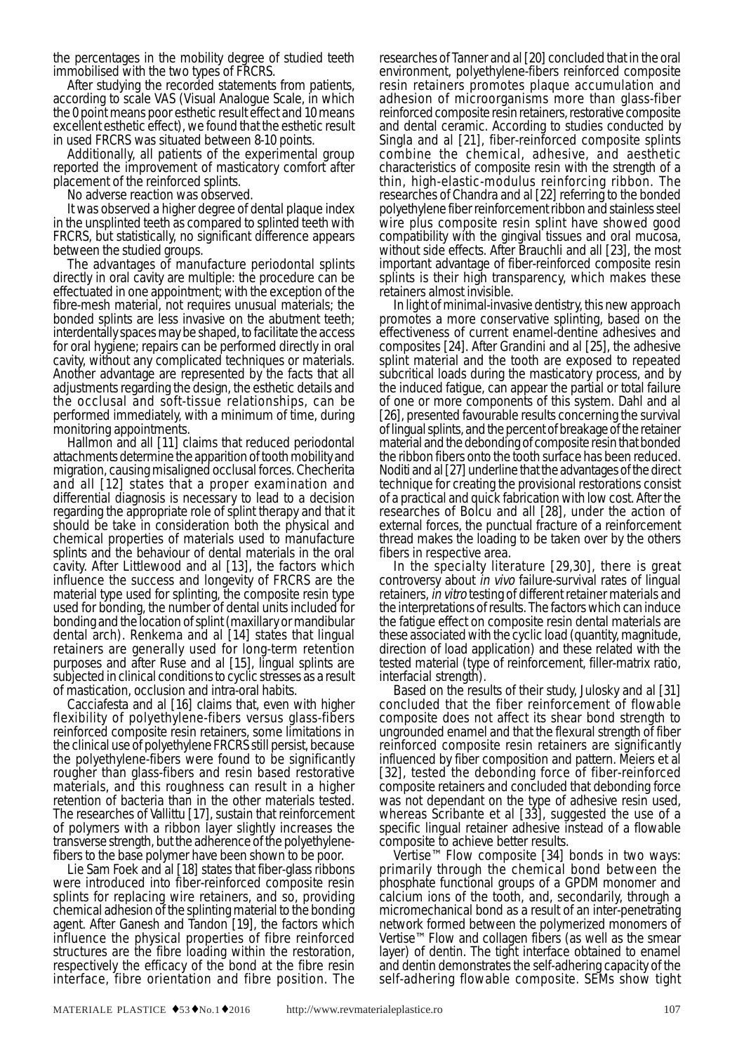the percentages in the mobility degree of studied teeth immobilised with the two types of FRCRS.

After studying the recorded statements from patients, according to scale VAS (Visual Analogue Scale, in which the 0 point means poor esthetic result effect and 10 means excellent esthetic effect), we found that the esthetic result in used FRCRS was situated between 8-10 points.

Additionally, all patients of the experimental group reported the improvement of masticatory comfort after placement of the reinforced splints.

No adverse reaction was observed.

It was observed a higher degree of dental plaque index in the unsplinted teeth as compared to splinted teeth with FRCRS, but statistically, no significant difference appears between the studied groups.

The advantages of manufacture periodontal splints directly in oral cavity are multiple: the procedure can be effectuated in one appointment; with the exception of the fibre-mesh material, not requires unusual materials; the bonded splints are less invasive on the abutment teeth; interdentally spaces may be shaped, to facilitate the access for oral hygiene; repairs can be performed directly in oral cavity, without any complicated techniques or materials. Another advantage are represented by the facts that all adjustments regarding the design, the esthetic details and the occlusal and soft-tissue relationships, can be performed immediately, with a minimum of time, during monitoring appointments.

Hallmon and all [11] claims that reduced periodontal attachments determine the apparition of tooth mobility and migration, causing misaligned occlusal forces. Checherita and all [12] states that a proper examination and differential diagnosis is necessary to lead to a decision regarding the appropriate role of splint therapy and that it should be take in consideration both the physical and chemical properties of materials used to manufacture splints and the behaviour of dental materials in the oral cavity. After Littlewood and al [13], the factors which influence the success and longevity of FRCRS are the material type used for splinting, the composite resin type used for bonding, the number of dental units included for bonding and the location of splint (maxillary or mandibular dental arch). Renkema and al [14] states that lingual retainers are generally used for long-term retention purposes and after Ruse and al [15], lingual splints are subjected in clinical conditions to cyclic stresses as a result of mastication, occlusion and intra-oral habits.

Cacciafesta and al [16] claims that, even with higher flexibility of polyethylene-fibers versus glass-fibers reinforced composite resin retainers, some limitations in the clinical use of polyethylene FRCRS still persist, because the polyethylene-fibers were found to be significantly rougher than glass-fibers and resin based restorative materials, and this roughness can result in a higher retention of bacteria than in the other materials tested. The researches of Vallittu [17], sustain that reinforcement of polymers with a ribbon layer slightly increases the transverse strength, but the adherence of the polyethylene-fibers to the base polymer have been shown to be poor.

Lie Sam Foek and al [18] states that fiber-glass ribbons were introduced into fiber-reinforced composite resin splints for replacing wire retainers, and so, providing chemical adhesion of the splinting material to the bonding agent. After Ganesh and Tandon [19], the factors which influence the physical properties of fibre reinforced structures are the fibre loading within the restoration, respectively the efficacy of the bond at the fibre resin interface, fibre orientation and fibre position. The researches of Tanner and al [20] concluded that in the oral environment, polyethylene-fibers reinforced composite resin retainers promotes plaque accumulation and adhesion of microorganisms more than glass-fiber reinforced composite resin retainers, restorative composite and dental ceramic. According to studies conducted by Singla and al [21], fiber-reinforced composite splints combine the chemical, adhesive, and aesthetic characteristics of composite resin with the strength of a thin, high-elastic-modulus reinforcing ribbon. The researches of Chandra and al [22] referring to the bonded polyethylene fiber reinforcement ribbon and stainless steel wire plus composite resin splint have showed good compatibility with the gingival tissues and oral mucosa, without side effects. After Brauchli and all [23], the most important advantage of fiber-reinforced composite resin splints is their high transparency, which makes these retainers almost invisible.

In light of minimal-invasive dentistry, this new approach promotes a more conservative splinting, based on the effectiveness of current enamel-dentine adhesives and composites [24]. After Grandini and al [25], the adhesive splint material and the tooth are exposed to repeated subcritical loads during the masticatory process, and by the induced fatigue, can appear the partial or total failure of one or more components of this system. Dahl and al [26], presented favourable results concerning the survival of lingual splints, and the percent of breakage of the retainer material and the debonding of composite resin that bonded the ribbon fibers onto the tooth surface has been reduced. Noditi and al [27] underline that the advantages of the direct technique for creating the provisional restorations consist of a practical and quick fabrication with low cost. After the researches of Bolcu and all [28], under the action of external forces, the punctual fracture of a reinforcement thread makes the loading to be taken over by the others fibers in respective area.

In the specialty literature [29,30], there is great controversy about *in vivo* failure-survival rates of lingual retainers, *in vitro* testing of different retainer materials and the interpretations of results. The factors which can induce the fatigue effect on composite resin dental materials are these associated with the cyclic load (quantity, magnitude, direction of load application) and these related with the tested material (type of reinforcement, filler-matrix ratio, interfacial strength).

Based on the results of their study, Julosky and al [31] concluded that the fiber reinforcement of flowable composite does not affect its shear bond strength to ungrounded enamel and that the flexural strength of fiber reinforced composite resin retainers are significantly influenced by fiber composition and pattern. Meiers et al [32], tested the debonding force of fiber-reinforced composite retainers and concluded that debonding force was not dependant on the type of adhesive resin used, whereas Scribante et al [33], suggested the use of a specific lingual retainer adhesive instead of a flowable composite to achieve better results.

Vertise™ Flow composite [34] bonds in two ways: primarily through the chemical bond between the phosphate functional groups of a GPDM monomer and calcium ions of the tooth, and, secondarily, through a micromechanical bond as a result of an inter-penetrating network formed between the polymerized monomers of Vertise™ Flow and collagen fibers (as well as the smear layer) of dentin. The tight interface obtained to enamel and dentin demonstrates the self-adhering capacity of the self-adhering flowable composite. SEMs show tight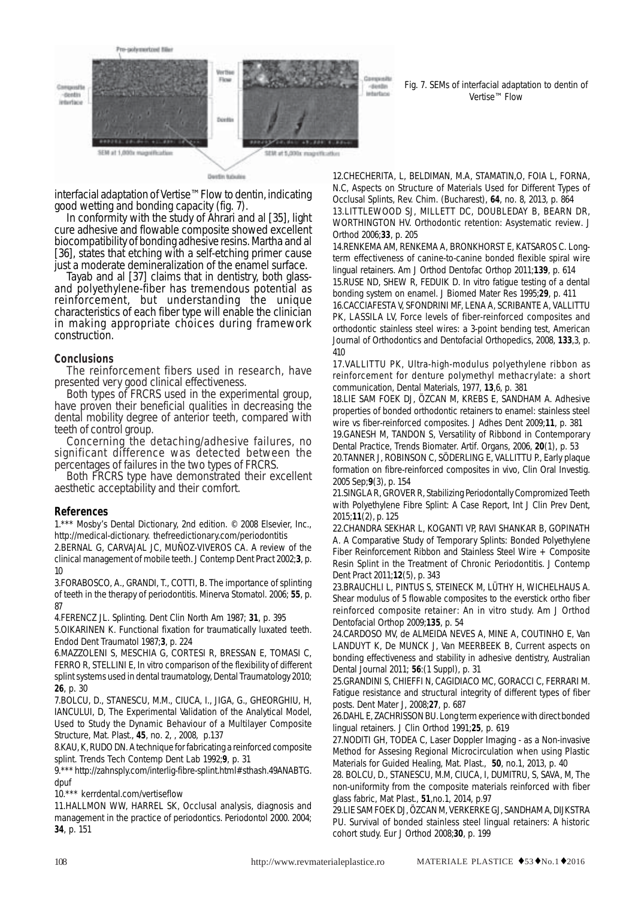Fig. 7. SEMs of interfacial adaptation to dentin of Vertise™ Flow

interfacial adaptation of Vertise™ Flow to dentin, indicating good wetting and bonding capacity (fig. 7).

In conformity with the study of Ahrari and al [35], light cure adhesive and flowable composite showed excellent biocompatibility of bonding adhesive resins. Martha and al [36], states that etching with a self-etching primer cause just a moderate demineralization of the enamel surface.

Tayab and al [37] claims that in dentistry, both glass- and polyethylene-fiber has tremendous potential as reinforcement, but understanding the unique characteristics of each fiber type will enable the clinician in making appropriate choices during framework construction.

## Conclusions

The reinforcement fibers used in research, have presented very good clinical effectiveness.

Both types of FRCRS used in the experimental group, have proven their beneficial qualities in decreasing the dental mobility degree of anterior teeth, compared with teeth of control group.

Concerning the detaching/adhesive failures, no significant difference was detected between the percentages of failures in the two types of FRCRS.

Both FRCRS type have demonstrated their excellent aesthetic acceptability and their comfort.

## References

1.*** Mosby's Dental Dictionary, 2nd edition. © 2008 Elsevier, Inc., http://medical-dictionary. thefreedictionary.com/periodontitis

2.BERNAL G, CARVAJAL JC, MUÑOZ-VIVEROS CA. A review of the clinical management of mobile teeth. J Contemp Dent Pract 2002;**3**, p. 10

3.FORABOSCO, A., GRANDI, T., COTTI, B. The importance of splinting of teeth in the therapy of periodontitis. Minerva Stomatol. 2006; **55**, p. 87

4.FERENCZ JL. Splinting. Dent Clin North Am 1987; **31**, p. 395

5.OIKARINEN K. Functional fixation for traumatically luxated teeth. Endod Dent Traumatol 1987;**3**, p. 224

6.MAZZOLENI S, MESCHIA G, CORTESI R, BRESSAN E, TOMASI C, FERRO R, STELLINI E, In vitro comparison of the flexibility of different splint systems used in dental traumatology, Dental Traumatology 2010; **26**, p. 30

7.BOLCU, D., STANESCU, M.M., CIUCA, I., JIGA, G., GHEORGHIU, H, IANCULUI, D, The Experimental Validation of the Analytical Model, Used to Study the Dynamic Behaviour of a Multilayer Composite Structure, Mat. Plast., **45**, no. 2, , 2008, p.137

8.KAU, K, RUDO DN. A technique for fabricating a reinforced composite splint. Trends Tech Contemp Dent Lab 1992;**9**, p. 31

9.*** http://zahnsply.com/interlig-fibre-splint.html#sthash.49ANABTG.dpuf

10.*** kerrdental.com/vertiseflow

11.HALLMON WW, HARREL SK, Occlusal analysis, diagnosis and management in the practice of periodontics. Periodontol 2000. 2004; **34**, p. 151

12.CHECHERITA, L, BELDIMAN, M.A, STAMATIN,O, FOIA L, FORNA, N.C, Aspects on Structure of Materials Used for Different Types of Occlusal Splints, Rev. Chim. (Bucharest), **64**, no. 8, 2013, p. 864

13.LITTLEWOOD SJ, MILLETT DC, DOUBLEDAY B, BEARN DR, WORTHINGTON HV. Orthodontic retention: Asystematic review. J Orthod 2006;**33**, p. 205

14.RENKEMA AM, RENKEMA A, BRONKHORST E, KATSAROS C. Long-term effectiveness of canine-to-canine bonded flexible spiral wire lingual retainers. Am J Orthod Dentofac Orthop 2011;**139**, p. 614

15.RUSE ND, SHEW R, FEDUIK D. In vitro fatigue testing of a dental bonding system on enamel. J Biomed Mater Res 1995;**29**, p. 411

16.CACCIAFESTA V, SFONDRINI MF, LENA A, SCRIBANTE A, VALLITTU PK, LASSILA LV, Force levels of fiber-reinforced composites and orthodontic stainless steel wires: a 3-point bending test, American Journal of Orthodontics and Dentofacial Orthopedics, 2008, **133**,3, p. 410

17.VALLITTU PK, Ultra-high-modulus polyethylene ribbon as reinforcement for denture polymethyl methacrylate: a short communication, Dental Materials, 1977, **13**,6, p. 381

18.LIE SAM FOEK DJ, ÖZCAN M, KREBS E, SANDHAM A. Adhesive properties of bonded orthodontic retainers to enamel: stainless steel wire vs fiber-reinforced composites. J Adhes Dent 2009;**11**, p. 381

19.GANESH M, TANDON S, Versatility of Ribbond in Contemporary Dental Practice, Trends Biomater. Artif. Organs, 2006, **20**(1), p. 53

20.TANNER J, ROBINSON C, SÖDERLING E, VALLITTU P., Early plaque formation on fibre-reinforced composites in vivo, Clin Oral Investig. 2005 Sep;**9**(3), p. 154

21.SINGLA R, GROVER R, Stabilizing Periodontally Compromized Teeth with Polyethylene Fibre Splint: A Case Report, Int J Clin Prev Dent, 2015;**11**(2), p. 125

22.CHANDRA SEKHAR L, KOGANTI VP, RAVI SHANKAR B, GOPINATH A. A Comparative Study of Temporary Splints: Bonded Polyethylene Fiber Reinforcement Ribbon and Stainless Steel Wire + Composite Resin Splint in the Treatment of Chronic Periodontitis. J Contemp Dent Pract 2011;**12**(5), p. 343

23.BRAUCHLI L, PINTUS S, STEINECK M, LÜTHY H, WICHELHAUS A. Shear modulus of 5 flowable composites to the everstick ortho fiber reinforced composite retainer: An in vitro study. Am J Orthod Dentofacial Orthop 2009;**135**, p. 54

24.CARDOSO MV, de ALMEIDA NEVES A, MINE A, COUTINHO E, Van LANDUYT K, De MUNCK J, Van MEERBEEK B, Current aspects on bonding effectiveness and stability in adhesive dentistry, Australian Dental Journal 2011; **56**:(1 Suppl), p. 31

25.GRANDINI S, CHIEFFI N, CAGIDIACO MC, GORACCI C, FERRARI M. Fatigue resistance and structural integrity of different types of fiber posts. Dent Mater J, 2008;**27**, p. 687

26.DAHL E, ZACHRISSON BU. Long term experience with direct bonded lingual retainers. J Clin Orthod 1991;**25**, p. 619

27.NODITI GH, TODEA C, Laser Doppler Imaging - as a Non-invasive Method for Assesing Regional Microcirculation when using Plastic Materials for Guided Healing, Mat. Plast., **50**, no.1, 2013, p. 40

28. BOLCU, D., STANESCU, M.M, CIUCA, I, DUMITRU, S, SAVA, M, The non-uniformity from the composite materials reinforced with fiber glass fabric, Mat Plast., **51**,no.1, 2014, p.97

29.LIE SAM FOEK DJ, ÖZCAN M, VERKERKE GJ, SANDHAM A, DIJKSTRA PU. Survival of bonded stainless steel lingual retainers: A historic cohort study. Eur J Orthod 2008;**30**, p. 199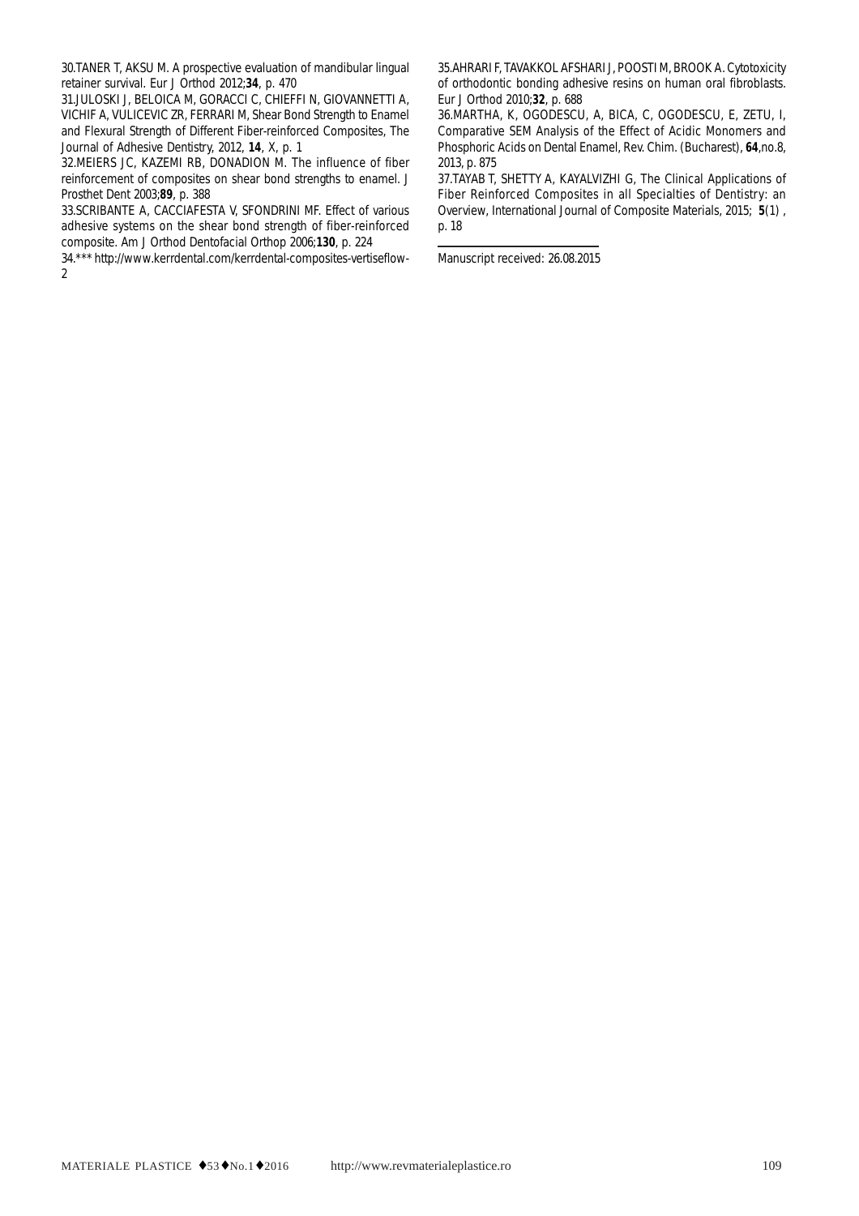30.TANER T, AKSU M. A prospective evaluation of mandibular lingual retainer survival. Eur J Orthod 2012;**34**, p. 470

31.JULOSKI J, BELOICA M, GORACCI C, CHIEFFI N, GIOVANNETTI A, VICHIF A, VULICEVIC ZR, FERRARI M, Shear Bond Strength to Enamel and Flexural Strength of Different Fiber-reinforced Composites, The Journal of Adhesive Dentistry, 2012, **14**, X, p. 1

32.MEIERS JC, KAZEMI RB, DONADION M. The influence of fiber reinforcement of composites on shear bond strengths to enamel. J Prosthet Dent 2003;**89**, p. 388

33.SCRIBANTE A, CACCIAFESTA V, SFONDRINI MF. Effect of various adhesive systems on the shear bond strength of fiber-reinforced composite. Am J Orthod Dentofacial Orthop 2006;**130**, p. 224

34.*** http://www.kerrdental.com/kerrdental-composites-vertiseflow-2

35.AHRARI F, TAVAKKOL AFSHARI J, POOSTI M, BROOK A. Cytotoxicity of orthodontic bonding adhesive resins on human oral fibroblasts. Eur J Orthod 2010;**32**, p. 688

36.MARTHA, K, OGODESCU, A, BICA, C, OGODESCU, E, ZETU, I, Comparative SEM Analysis of the Effect of Acidic Monomers and Phosphoric Acids on Dental Enamel, Rev. Chim. (Bucharest), **64**,no.8, 2013, p. 875

37.TAYAB T, SHETTY A, KAYALVIZHI G, The Clinical Applications of Fiber Reinforced Composites in all Specialties of Dentistry: an Overview, International Journal of Composite Materials, 2015; **5**(1) , p. 18

Manuscript received: 26.08.2015